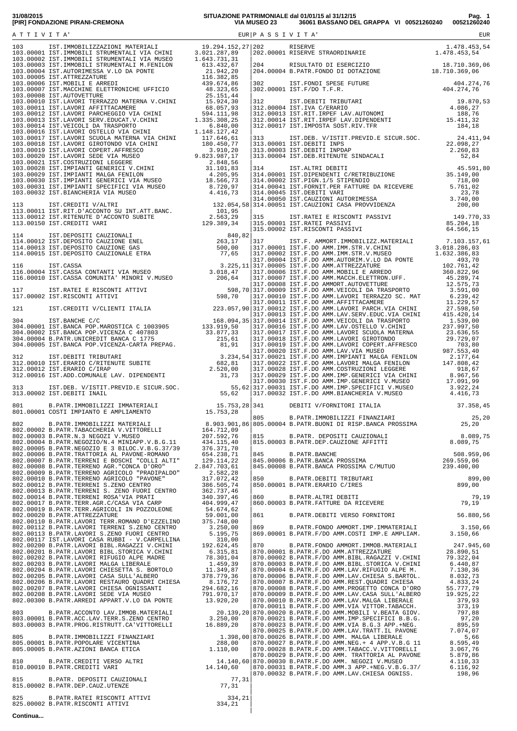31/08/2015 | SITUAZIONE PATRIMONIALE dal 01/01/15 al 31/12/15
[PIR] FONDAZIONE PIRANI-CREMONA | VIA MUSEO 23 36061 BASSANO DEL GRAPPA VI 00521260240 00521260240

## ATTIVITA'

| Conto | Descrizione | | EUR |
|---|---|---|---|
| 103 | IST.IMMOBILIZZAZIONI MATERIALI | | 19.294.152,27 |
| 103.00001 | IST.IMMOBILI STRUMENTALI VIA CHINI | 3.021.287,89 | |
| 103.00002 | IST.IMMOBILI STRUMENTALI VIA MUSEO | 1.643.731,31 | |
| 103.00003 | IST.IMMOBILI STRUMENTALI M.FENILON | 613.432,67 | |
| 103.00004 | IST.AUTORIMESSA V.LO DA PONTE | 21.942,20 | |
| 103.00005 | IST.ATTREZZATURE | 116.382,85 | |
| 103.00006 | IST.MOBILI E ARREDI | 439.674,86 | |
| 103.00007 | IST.MACCHINE ELETTRONICHE UFFICIO | 48.323,65 | |
| 103.00008 | IST.AUTOVETTURE | 25.151,44 | |
| 103.00010 | IST.LAVORI TERRAZZO MATERNA V.CHINI | 15.924,30 | |
| 103.00011 | IST.LAVORI AFFITTACAMERE | 68.057,93 | |
| 103.00012 | IST.LAVORI PARCHEGGIO VIA CHINI | 594.111,98 | |
| 103.00013 | IST.LAVORI SERV.EDUCAT.V.CHINI | 1.335.308,25 | |
| 103.00014 | IST.VEICOLI DA TRASPORTO | 6.840,00 | |
| 103.00016 | IST.LAVORI OSTELLO VIA CHINI | 1.148.127,42 | |
| 103.00017 | IST.LAVORI SCUOLA MATERNA VIA CHINI | 117.646,61 | |
| 103.00018 | IST.LAVORI GIROTONDO VIA CHINI | 180.450,77 | |
| 103.00019 | IST.LAVORI COPERT.AFFRESCO | 3.910,20 | |
| 103.00020 | IST.LAVORI SEDE VIA MUSEO | 9.823.987,17 | |
| 103.00021 | IST.COSTRUZIONI LEGGERE | 2.848,56 | |
| 103.00028 | IST.IMPIANTI GENERICI V.CHINI | 31.101,83 | |
| 103.00029 | IST.IMPIANTI MALGA FENILON | 4.205,95 | |
| 103.00030 | IST.IMPIANTI GENERICI VIA MUSEO | 18.566,73 | |
| 103.00031 | IST.IMPIANTI SPECIFICI VIA MUSEO | 8.720,97 | |
| 103.00032 | IST.BIANCHERIA VIA MUSEO | 4.416,73 | |
| 113 | IST.CREDITI V/ALTRI | | 132.054,58 |
| 113.00011 | IST.RIT.D'ACCONTO SU INT.ATT.BANC. | 101,95 | |
| 113.00012 | IST.RITENUTE D'ACCONTO SUBITE | 2.563,29 | |
| 113.00150 | IST.CREDITI VARI | 129.389,34 | |
| 114 | IST.DEPOSITI CAUZIONALI | | 840,82 |
| 114.00012 | IST.DEPOSITO CAUZIONE ENEL | 263,17 | |
| 114.00013 | IST.DEPOSITO CAUZIONE GAS | 500,00 | |
| 114.00015 | IST.DEPOSITO CAUZIONALE ETRA | 77,65 | |
| 116 | IST.CASSA | | 3.225,11 |
| 116.00004 | IST.CASSA CONTANTI VIA MUSEO | 3.018,47 | |
| 116.00010 | IST.CASSA COMUNITA' MINORI V.MUSEO | 206,64 | |
| 117 | IST.RATEI E RISCONTI ATTIVI | | 598,70 |
| 117.00002 | IST.RISCONTI ATTIVI | 598,70 | |
| 121 | IST.CREDITI V/CLIENTI ITALIA | | 223.057,90 |
| 304 | IST.BANCHE C/C | | 168.094,35 |
| 304.00001 | IST.BANCA POP.MAROSTICA C 1003905 | 133.919,50 | |
| 304.00002 | IST.BANCA POP.VICENZA C 407803 | 33.877,33 | |
| 304.00004 | B.PATR.UNICREDIT BANCA C 1775 | 215,61 | |
| 304.00005 | IST.BANCA POP.VICENZA-CARTA PREPAG. | 81,91 | |
| 312 | IST.DEBITI TRIBUTARI | | 3.234,54 |
| 312.00010 | IST.ERARIO C/RITENUTE SUBITE | 682,81 | |
| 312.00012 | IST.ERARIO C/IRAP | 2.520,00 | |
| 312.00016 | IST.ADD.COMUNALE LAV. DIPENDENTI | 31,73 | |
| 313 | IST.DEB. V/ISTIT.PREVID.E SICUR.SOC. | | 55,62 |
| 313.00002 | IST.DEBITI INAIL | 55,62 | |
| 801 | B.PATR.IMMOBILIZZI IMMATERIALI | | 15.753,28 |
| 801.00001 | COSTI IMPIANTO E AMPLIAMENTO | 15.753,28 | |
| 802 | B.PATR.IMMOBILIZZI MATERIALI | | 8.903.901,86 |
| 802.00002 | B.PATR.TABACCHERIA V.VITTORELLI | 164.712,09 | |
| 802.00003 | B.PATR.N.3 NEGOZI V.MUSEO | 207.592,76 | |
| 802.00004 | B.PATR.NEGOZIO/N.4 MINIAPP.V.B.G.11 | 434.115,40 | |
| 802.00005 | B.PATR.NEGOZIO E 3 BILOC.V.B.G.37/39 | 376.371,70 | |
| 802.00006 | B.PATR.TRATTORIA AL PAVONE-ROMANO | 654.238,71 | |
| 802.00007 | B.PATR.TERRENI E BOSCHI "COLLI ALTI" | 129.114,22 | |
| 802.00008 | B.PATR.TERRENO AGR."CONCA D'ORO" | 2.847.703,61 | |
| 802.00009 | B.PATR.TERRENO AGRICOLO "PRADIPALDO" | 2.582,28 | |
| 802.00010 | B.PATR.TERRENO AGRICOLO "PAVONE" | 317.072,42 | |
| 802.00012 | B.PATR.TERRENI S.ZENO CENTRO | 386.505,74 | |
| 802.00013 | B.PATR.TERRENI S. ZENO FUORI CENTRO | 362.737,46 | |
| 802.00014 | B.PATR.TERRENI ROSA'VIA PRATI | 340.397,46 | |
| 802.00017 | B.PATR.TERR.AGR.C/CASA VIA CARP | 404.999,47 | |
| 802.00019 | B.PATR.TERR.AGRICOLI IN POZZOLEONE | 54.674,62 | |
| 802.00020 | B.PATR.ATTREZZATURE | 59.001,00 | |
| 802.00110 | B.PATR.LAVORI TERR.ROMANO D'EZZELINO | 375.748,00 | |
| 802.00112 | B.PATR.LAVORI TERRENI S.ZENO CENTRO | 3.250,00 | |
| 802.00113 | B.PATR.LAVORI S.ZENO FUORI CENTRO | 5.195,75 | |
| 802.00117 | IST.LAVORI CASA RUBBI - V.CARPELLINA | 310,00 | |
| 802.00200 | B.PATR.LAVORI BIBL.RAGAZZI V.CHINI | 192.624,45 | |
| 802.00201 | B.PATR.LAVORI BIBL.STORICA V.CHINI | 6.315,81 | |
| 802.00202 | B.PATR.LAVORI RIFUGIO ALPE MADRE | 78.301,04 | |
| 802.00203 | B.PATR.LAVORI MALGA LIBERALE | 1.459,39 | |
| 802.00204 | B.PATR.LAVORI CHIESETTA S. BORTOLO | 11.349,87 | |
| 802.00205 | B.PATR.LAVORI CASA SULL'ALBERO | 378.779,36 | |
| 802.00206 | B.PATR.LAVORI RESTAURO QUADRI CHIESA | 8.176,72 | |
| 802.00207 | B.PATR.LAVORI CHIESA OGNISSANTI | 294.682,16 | |
| 802.00208 | B.PATR.LAVORI SEDE VIA MUSEO | 791.970,17 | |
| 802.00300 | B.PATR.ARREDI APPART.V.LO DA PONTE | 13.920,20 | |
| 803 | B.PATR.ACCONTO LAV.IMMOB.MATERIALI | | 20.139,20 |
| 803.00001 | B.PATR.ACC.LAV.TERR.S.ZENO CENTRO | 3.250,00 | |
| 803.00003 | B.PATR.PROG.RISTRUTT.CA'VITTORELLI | 16.889,20 | |
| 805 | B.PATR.IMMOBILIZZI FINANZIARI | | 1.398,00 |
| 805.00001 | B.PATR.POPOLARE VICENTINA | 288,00 | |
| 805.00005 | B.PATR.AZIONI BANCA ETICA | 1.110,00 | |
| 810 | B.PATR.CREDITI VERSO ALTRI | | 14.140,60 |
| 810.00010 | B.PATR.CREDITI VARI | 14.140,60 | |
| 815 | B.PATR. DEPOSITI CAUZIONALI | | 77,31 |
| 815.00002 | B.PATR.DEP.CAUZ.UTENZE | 77,31 | |
| 825 | B.PATR.RATEI RISCONTI ATTIVI | | 334,21 |
| 825.00002 | B.PATR.RISCONTI ATTIVI | 334,21 | |

## PASSIVITA'

| Conto | Descrizione | | EUR |
|---|---|---|---|
| 202 | RISERVE | | 1.478.453,54 |
| 202.00001 | RISERVE STRAORDINARIE | 1.478.453,54 | |
| 204 | RISULTATO DI ESERCIZIO | | 18.710.369,06 |
| 204.00004 | B.PATR.FONDO DI DOTAZIONE | 18.710.369,06 | |
| 302 | IST.FONDI SPESE FUTURE | | 404.274,76 |
| 302.00001 | IST.F/DO T.F.R. | 404.274,76 | |
| 312 | IST.DEBITI TRIBUTARI | | 19.870,53 |
| 312.00004 | IST.IVA C/ERARIO | 4.086,27 | |
| 312.00013 | IST.RIT.IRPEF LAV.AUTONOMI | 188,76 | |
| 312.00014 | IST.RIT.IRPEF LAV.DIPENDENTI | 15.411,32 | |
| 312.00017 | IST.IMPOSTA SOST.RIV.TFR | 184,18 | |
| 313 | IST.DEB. V/ISTIT.PREVID.E SICUR.SOC. | | 24.411,94 |
| 313.00001 | IST.DEBITI INPS | 22.098,27 | |
| 313.00003 | IST.DEBITI INPDAP | 2.260,83 | |
| 313.00004 | IST.DEB.RITENUTE SINDACALI | 52,84 | |
| 314 | IST.ALTRI DEBITI | | 45.591,80 |
| 314.00001 | IST.DIPENDENTI C/RETRIBUZIONE | 35.149,00 | |
| 314.00002 | IST.PIGN.1/5 STIPENDIO | 718,00 | |
| 314.00041 | IST.FORNIT.PER FATTURE DA RICEVERE | 5.761,02 | |
| 314.00045 | IST.DEBITI VARI | 23,78 | |
| 314.00050 | IST.CAUZIONI AUTORIMESSA | 3.740,00 | |
| 314.00051 | IST.CAUZIONI CASA PROVVIDENZA | 200,00 | |
| 315 | IST.RATEI E RISCONTI PASSIVI | | 149.770,33 |
| 315.00001 | IST.RATEI PASSIVI | 85.204,18 | |
| 315.00002 | IST.RISCONTI PASSIVI | 64.566,15 | |
| 317 | IST.F. AMMORT.IMMOBILIZZ.MATERIALI | | 7.103.157,61 |
| 317.00001 | IST.F.DO AMM.IMM.STR.V.CHINI | 3.018.286,03 | |
| 317.00002 | IST.F.DO AMM.IMM.STR.V.MUSEO | 1.632.386,83 | |
| 317.00004 | IST.F.DO AMM.AUTORIM.V.LO DA PONTE | 493,70 | |
| 317.00005 | IST.F.DO AMM.ATTREZZATURE | 102.761,42 | |
| 317.00006 | IST.F.DO AMM.MOBILI E ARREDO | 360.822,96 | |
| 317.00007 | IST.F.DO AMM.MACCH.ELETTRON.UFF. | 45.289,74 | |
| 317.00008 | IST.F.DO AMMORT.AUTOVETTURE | 12.575,73 | |
| 317.00009 | IST.F.DO AMM.VEICOLI DA TRASPORTO | 3.591,00 | |
| 317.00010 | IST.F.DO AMM.LAVORI TERRAZZO SC. MAT | 6.239,42 | |
| 317.00011 | IST.F.DO AMM.AFFITTACAMERE | 11.229,57 | |
| 317.00012 | IST.F.DO AMM.LAVORI PARCH.VIA CHINI | 27.598,50 | |
| 317.00013 | IST.F.DO AMM.LAV.SERV.EDUC.VIA CHINI | 415.420,14 | |
| 317.00014 | IST.F.DO AMM.VEICOLI DA TRASPORTO | 1.539,00 | |
| 317.00016 | IST.F.DO AMM.LAV.OSTELLO V.CHINI | 237.997,50 | |
| 317.00017 | IST.F.DO AMM.LAVORI SCUOLA MATERNA | 23.636,55 | |
| 317.00018 | IST.F.DO AMM.LAVORI GIROTONDO | 29.729,07 | |
| 317.00019 | IST.F.DO AMM.LAVORI COPERT.AFFRESCO | 703,80 | |
| 317.00020 | IST.F.DO AMM.LAV.VIA MUSEO | 987.553,40 | |
| 317.00021 | IST.F.DO AMM.IMPIANTI MALGA FENILON | 2.177,64 | |
| 317.00022 | IST.F.DO AMM.LAVORI MALGA FENILON | 147.808,42 | |
| 317.00028 | IST.F.DO AMM.COSTRUZIONI LEGGERE | 918,67 | |
| 317.00029 | IST.F.DO AMM.IMP.GENERICI VIA CHINI | 8.967,56 | |
| 317.00030 | IST.F.DO AMM.IMP.GENERICI V.MUSEO | 17.091,99 | |
| 317.00031 | IST.F.DO AMM.IMP.SPECIFICI V.MUSEO | 3.922,24 | |
| 317.00032 | IST.F.DO AMM.BIANCHERIA V.MUSEO | 4.416,73 | |
| 341 | DEBITI V/FORNITORI ITALIA | | 37.358,45 |
| 805 | B.PATR.IMMOBILIZZI FINANZIARI | | 25,20 |
| 805.00004 | B.PATR.BUONI DI RISP.BANCA PROSSIMA | 25,20 | |
| 815 | B.PATR. DEPOSITI CAUZIONALI | | 8.089,75 |
| 815.00003 | B.PATR.DEP.CAUZIONE AFFITTI | 8.089,75 | |
| 845 | B.PATR.BANCHE | | 508.959,06 |
| 845.00006 | B.PATR.BANCA PROSSIMA | 269.559,06 | |
| 845.00008 | B.PATR.BANCA PROSSIMA C/MUTUO | 239.400,00 | |
| 850 | B.PATR.DEBITI TRIBUTARI | | 899,00 |
| 850.00001 | B.PATR.ERARIO C/IRES | 899,00 | |
| 860 | B.PATR.ALTRI DEBITI | | 79,19 |
| 860.00003 | B.PATR.FATTURE DA RICEVERE | 79,19 | |
| 861 | B.PATR.DEBITI VERSO FORNITORI | | 56.880,56 |
| 869 | B.PATR.FONDO AMMORT.IMP.IMMATERIALI | | 3.150,66 |
| 869.00001 | B.PATR.F/DO AMM.COSTI IMP.E AMPLIAM. | 3.150,66 | |
| 870 | B.PATR.FONDO AMMORT.IMMOB.MATERIALI | | 247.945,60 |
| 870.00001 | B.PATR.F.DO AMM.ATTREZZATURE | 28.890,51 | |
| 870.00002 | B.PATR.F/DO AMM.BIBL.RAGAZZI V.CHINI | 79.322,04 | |
| 870.00003 | B.PATR.F.DO AMM.BIBL.STORICA V.CHINI | 6.440,87 | |
| 870.00004 | B.PATR.F.DO AMM.LAV.RIFUGIO ALPE M. | 7.130,36 | |
| 870.00006 | B.PATR.F.DO AMM.LAV.CHIESA S.BARTOL. | 8.032,73 | |
| 870.00007 | B.PATR.F.DO AMM.REST.QUADRI CHIESA | 4.833,24 | |
| 870.00008 | B.PATR.F.DO AMM.PROGETTO CONCA D'ORO | 55.777,79 | |
| 870.00009 | B.PATR.F.DO AMM.LAV.CASA SULL'ALBERO | 19.925,22 | |
| 870.00010 | B.PATR.F.DO AMM.LAV.MALGA LIBERALE | 379,93 | |
| 870.00011 | B.PATR.F.DO AMM.VIA VITTOR.TABACCH. | 373,19 | |
| 870.00020 | B.PATR.F.DO AMM.MOBILI V.BEATA GIOV. | 797,88 | |
| 870.00021 | B.PATR.F.DO AMM.IMP.SPECIFICI B.B.G. | 97,20 | |
| 870.00023 | B.PATR.F.DO AMM.VIA B.G.3 APP.+NEG. | 895,59 | |
| 870.00025 | B.PATR.F.DO AMM.LAV.TRATT.IL PAVONE | 7.074,07 | |
| 870.00026 | B.PATR.F.DO AMM. MALGA LIBERALE | 5,66 | |
| 870.00027 | B.PATR.F.DO AMM.NEG.+ 4 APP.V.B.G 11 | 8.595,49 | |
| 870.00028 | B.PATR.F.DO AMM.TABACC.V.VITTORELLI | 3.067,76 | |
| 870.00029 | B.PATR.F.DO AMM. TRATTORIA AL PAVONE | 5.879,86 | |
| 870.00030 | B.PATR.F.DO AMM. NEGOZI V.MUSEO | 4.110,33 | |
| 870.00031 | B.PATR.F.DO AMM.3 APP.+NEG.V.B.G.37/ | 6.116,92 | |
| 870.00032 | B.PATR.F.DO AMM.LAV.CHIESA OGNISS. | 198,96 | |

**Continua...**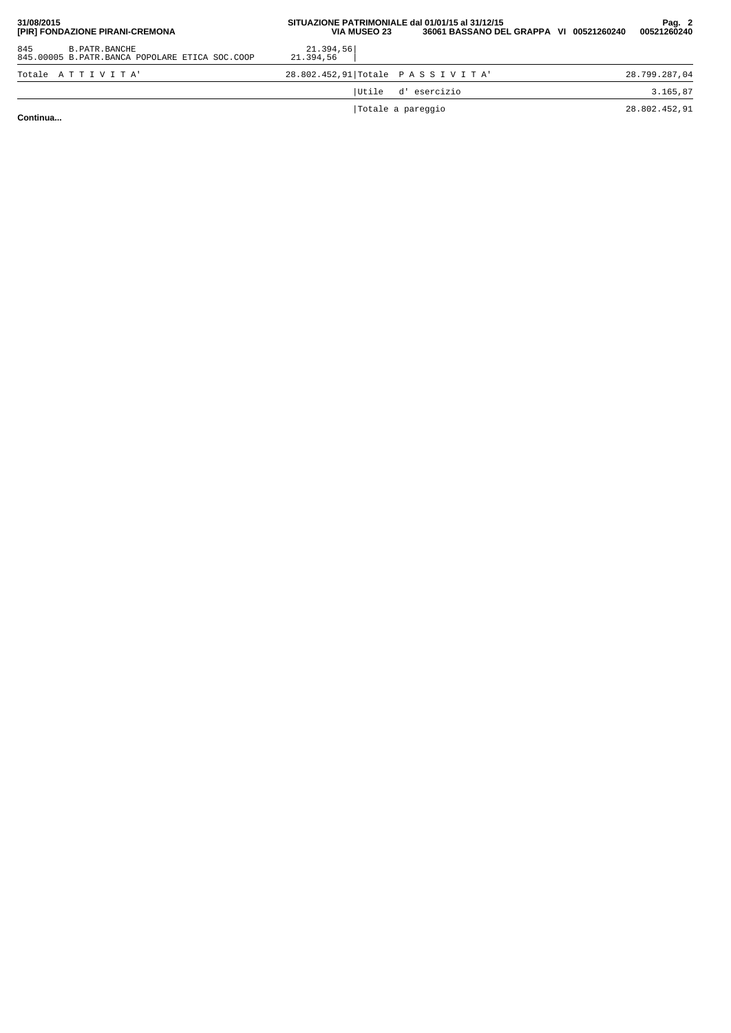| | | | | |
|---|---|---|---|---|
| 845 | B.PATR.BANCHE | 21.394,56 | | |
| 845.00005 | B.PATR.BANCA POPOLARE ETICA SOC.COOP | 21.394,56 | | |
| Totale A T T I V I T A' | | 28.802.452,91 | Totale P A S S I V I T A' | 28.799.287,04 |
| | | | Utile d' esercizio | 3.165,87 |
| | | | Totale a pareggio | 28.802.452,91 |

**Continua...**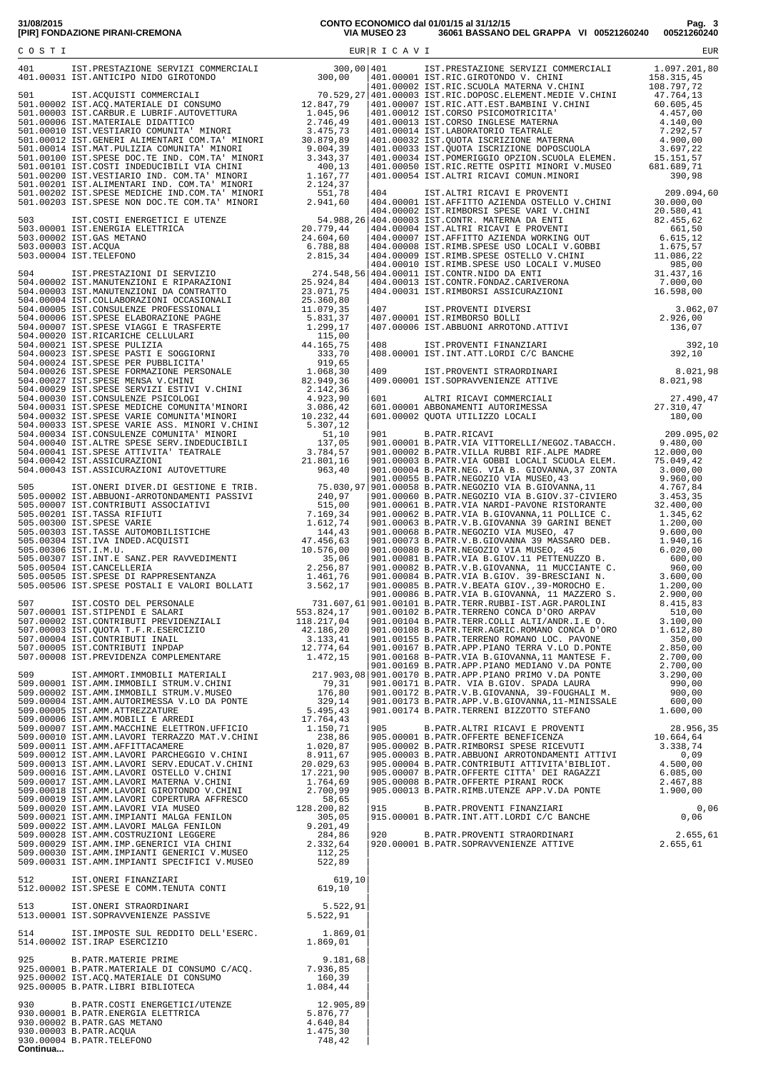**31/08/2015** **CONTO ECONOMICO dal 01/01/15 al 31/12/15**
**[PIR] FONDAZIONE PIRANI-CREMONA** **VIA MUSEO 23 36061 BASSANO DEL GRAPPA VI 00521260240 00521260240**

| C O S T I | EUR | R I C A V I | EUR |
|---|---|---|---|
| 401 IST.PRESTAZIONE SERVIZI COMMERCIALI | 300,00 | 401 IST.PRESTAZIONE SERVIZI COMMERCIALI | 1.097.201,80 |
| 401.00031 IST.ANTICIPO NIDO GIROTONDO | 300,00 | 401.00001 IST.RIC.GIROTONDO V. CHINI | 158.315,45 |
| | | 401.00002 IST.RIC.SCUOLA MATERNA V.CHINI | 108.797,72 |
| 501 IST.ACQUISTI COMMERCIALI | 70.529,27 | 401.00003 IST.RIC.DOPOSC.ELEMENT.MEDIE V.CHINI | 47.764,13 |
| 501.00002 IST.ACQ.MATERIALE DI CONSUMO | 12.847,79 | 401.00007 IST.RIC.ATT.EST.BAMBINI V.CHINI | 60.605,45 |
| 501.00003 IST.CARBUR.E LUBRIF.AUTOVETTURA | 1.045,96 | 401.00012 IST.CORSO PSICOMOTRICITA' | 4.457,00 |
| 501.00006 IST.MATERIALE DIDATTICO | 2.746,49 | 401.00013 IST.CORSO INGLESE MATERNA | 4.140,00 |
| 501.00010 IST.VESTIARIO COMUNITA' MINORI | 3.475,73 | 401.00014 IST.LABORATORIO TEATRALE | 7.292,57 |
| 501.00012 IST.GENERI ALIMENTARI COM.TA' MINORI | 30.879,89 | 401.00032 IST.QUOTA ISCRIZIONE MATERNA | 4.900,00 |
| 501.00014 IST.MAT.PULIZIA COMUNITA' MINORI | 9.004,39 | 401.00033 IST.QUOTA ISCRIZIONE DOPOSCUOLA | 3.697,22 |
| 501.00100 IST.SPESE DOC.TE IND. COM.TA' MINORI | 3.343,37 | 401.00034 IST.POMERIGGIO OPZION.SCUOLA ELEMEN. | 15.151,57 |
| 501.00101 IST.COSTI INDEDUCIBILI VIA CHINI | 400,13 | 401.00050 IST.RIC.RETTE OSPITI MINORI V.MUSEO | 681.689,71 |
| 501.00200 IST.VESTIARIO IND. COM.TA' MINORI | 1.167,77 | 401.00054 IST.ALTRI RICAVI COMUN.MINORI | 390,98 |
| 501.00201 IST.ALIMENTARI IND. COM.TA' MINORI | 2.124,37 | | |
| 501.00202 IST.SPESE MEDICHE IND.COM.TA' MINORI | 551,78 | 404 IST.ALTRI RICAVI E PROVENTI | 209.094,60 |
| 501.00203 IST.SPESE NON DOC.TE COM.TA' MINORI | 2.941,60 | 404.00001 IST.AFFITTO AZIENDA OSTELLO V.CHINI | 30.000,00 |
| | | 404.00002 IST.RIMBORSI SPESE VARI V.CHINI | 20.580,41 |
| 503 IST.COSTI ENERGETICI E UTENZE | 54.988,26 | 404.00003 IST.CONTR. MATERNA DA ENTI | 82.455,62 |
| 503.00001 IST.ENERGIA ELETTRICA | 20.779,44 | 404.00004 IST.ALTRI RICAVI E PROVENTI | 661,50 |
| 503.00002 IST.GAS METANO | 24.604,60 | 404.00007 IST.AFFITTO AZIENDA WORKING OUT | 6.615,12 |
| 503.00003 IST.ACQUA | 6.788,88 | 404.00008 IST.RIMB.SPESE USO LOCALI V.GOBBI | 1.675,57 |
| 503.00004 IST.TELEFONO | 2.815,34 | 404.00009 IST.RIMB.SPESE OSTELLO V.CHINI | 11.086,22 |
| | | 404.00010 IST.RIMB.SPESE USO LOCALI V.MUSEO | 985,00 |
| 504 IST.PRESTAZIONI DI SERVIZIO | 274.548,56 | 404.00011 IST.CONTR.NIDO DA ENTI | 31.437,16 |
| 504.00002 IST.MANUTENZIONI E RIPARAZIONI | 25.924,84 | 404.00013 IST.CONTR.FONDAZ.CARIVERONA | 7.000,00 |
| 504.00003 IST.MANUTENZIONI DA CONTRATTO | 23.071,75 | 404.00031 IST.RIMBORSI ASSICURAZIONI | 16.598,00 |
| 504.00004 IST.COLLABORAZIONI OCCASIONALI | 25.360,80 | | |
| 504.00005 IST.CONSULENZE PROFESSIONALI | 11.079,35 | 407 IST.PROVENTI DIVERSI | 3.062,07 |
| 504.00006 IST.SPESE ELABORAZIONE PAGHE | 5.831,37 | 407.00001 IST.RIMBORSO BOLLI | 2.926,00 |
| 504.00007 IST.SPESE VIAGGI E TRASFERTE | 1.299,17 | 407.00006 IST.ABBUONI ARROTOND.ATTIVI | 136,07 |
| 504.00020 IST.RICARICHE CELLULARI | 115,00 | | |
| 504.00021 IST.SPESE PULIZIA | 44.165,75 | 408 IST.PROVENTI FINANZIARI | 392,10 |
| 504.00023 IST.SPESE PASTI E SOGGIORNI | 333,70 | 408.00001 IST.INT.ATT.LORDI C/C BANCHE | 392,10 |
| 504.00024 IST.SPESE PER PUBBLICITA' | 919,65 | | |
| 504.00026 IST.SPESE FORMAZIONE PERSONALE | 1.068,30 | 409 IST.PROVENTI STRAORDINARI | 8.021,98 |
| 504.00027 IST.SPESE MENSA V.CHINI | 82.949,36 | 409.00001 IST.SOPRAVVENIENZE ATTIVE | 8.021,98 |
| 504.00029 IST.SPESE SERVIZI ESTIVI V.CHINI | 2.142,36 | | |
| 504.00030 IST.CONSULENZE PSICOLOGI | 4.923,90 | 601 ALTRI RICAVI COMMERCIALI | 27.490,47 |
| 504.00031 IST.SPESE MEDICHE COMUNITA'MINORI | 3.086,42 | 601.00001 ABBONAMENTI AUTORIMESSA | 27.310,47 |
| 504.00032 IST.SPESE VARIE COMUNITA'MINORI | 10.232,44 | 601.00002 QUOTA UTILIZZO LOCALI | 180,00 |
| 504.00033 IST.SPESE VARIE ASS. MINORI V.CHINI | 5.307,12 | | |
| 504.00034 IST.CONSULENZE COMUNITA' MINORI | 51,10 | 901 B.PATR.RICAVI | 209.095,02 |
| 504.00040 IST.ALTRE SPESE SERV.INDEDUCIBILI | 137,05 | 901.00001 B.PATR.VIA VITTORELLI/NEGOZ.TABACCH. | 9.480,00 |
| 504.00041 IST.SPESE ATTIVITA' TEATRALE | 3.784,57 | 901.00002 B.PATR.VILLA RUBBI RIF.ALPE MADRE | 12.000,00 |
| 504.00042 IST.ASSICURAZIONI | 21.801,16 | 901.00003 B.PATR.VIA GOBBI LOCALI SCUOLA ELEM. | 75.049,42 |
| 504.00043 IST.ASSICURAZIONI AUTOVETTURE | 963,40 | 901.00004 B.PATR.NEG. VIA B. GIOVANNA,37 ZONTA | 3.000,00 |
| | | 901.00055 B.PATR.NEGOZIO VIA MUSEO,43 | 9.960,00 |
| 505 IST.ONERI DIVER.DI GESTIONE E TRIB. | 75.030,97 | 901.00058 B.PATR.NEGOZIO VIA B.GIOVANNA,11 | 4.767,84 |
| 505.00002 IST.ABBUONI-ARROTONDAMENTI PASSIVI | 240,97 | 901.00060 B.PATR.NEGOZIO VIA B.GIOV.37-CIVIERO | 3.453,35 |
| 505.00007 IST.CONTRIBUTI ASSOCIATIVI | 515,00 | 901.00061 B.PATR.VIA NARDI-PAVONE RISTORANTE | 32.400,00 |
| 505.00201 IST.TASSA RIFIUTI | 7.169,34 | 901.00062 B.PATR.VIA B.GIOVANNA,11 POLLICE C. | 1.345,62 |
| 505.00300 IST.SPESE VARIE | 1.612,74 | 901.00063 B.PATR.V.B.GIOVANNA 39 GARINI BENET | 1.200,00 |
| 505.00303 IST.TASSE AUTOMOBILISTICHE | 144,43 | 901.00068 B.PATR.NEGOZIO VIA MUSEO, 47 | 9.600,00 |
| 505.00304 IST.IVA INDED.ACQUISTI | 47.456,63 | 901.00073 B.PATR.V.B.GIOVANNA 39 MASSARO DEB. | 1.940,16 |
| 505.00306 IST.I.M.U. | 10.576,00 | 901.00080 B.PATR.NEGOZIO VIA MUSEO, 45 | 6.020,00 |
| 505.00307 IST.INT.E SANZ.PER RAVVEDIMENTI | 35,06 | 901.00081 B.PATR.VIA B.GIOV.11 PETTENUZZO B. | 600,00 |
| 505.00504 IST.CANCELLERIA | 2.256,87 | 901.00082 B.PATR.V.B.GIOVANNA, 11 MUCCIANTE C. | 960,00 |
| 505.00505 IST.SPESE DI RAPPRESENTANZA | 1.461,76 | 901.00084 B.PATR.VIA B.GIOV. 39-BRESCIANI N. | 3.600,00 |
| 505.00506 IST.SPESE POSTALI E VALORI BOLLATI | 3.562,17 | 901.00085 B.PATR.V.BEATA GIOV.,39-MOROCHO E. | 1.200,00 |
| | | 901.00086 B.PATR.VIA B.GIOVANNA, 11 MAZZERO S. | 2.900,00 |
| 507 IST.COSTO DEL PERSONALE | 731.607,61 | 901.00101 B.PATR.TERR.RUBBI-IST.AGR.PAROLINI | 8.415,83 |
| 507.00001 IST.STIPENDI E SALARI | 553.824,17 | 901.00102 B.PATR.TERRENO CONCA D'ORO ARPAV | 510,00 |
| 507.00002 IST.CONTRIBUTI PREVIDENZIALI | 118.217,04 | 901.00104 B.PATR.TERR.COLLI ALTI/ANDR.I.E O. | 3.100,00 |
| 507.00003 IST.QUOTA T.F.R.ESERCIZIO | 42.186,20 | 901.00108 B.PATR.TERR.AGRIC.ROMANO CONCA D'ORO | 1.612,80 |
| 507.00004 IST.CONTRIBUTI INAIL | 3.133,41 | 901.00155 B.PATR.TERRENO ROMANO LOC. PAVONE | 350,00 |
| 507.00005 IST.CONTRIBUTI INPDAP | 12.774,64 | 901.00167 B.PATR.APP.PIANO TERRA V.LO D.PONTE | 2.850,00 |
| 507.00008 IST.PREVIDENZA COMPLEMENTARE | 1.472,15 | 901.00168 B-PATR.VIA B.GIOVANNA,11 MANTESE F. | 2.700,00 |
| | | 901.00169 B.PATR.APP.PIANO MEDIANO V.DA PONTE | 2.700,00 |
| 509 IST.AMMORT.IMMOBILI MATERIALI | 217.903,08 | 901.00170 B.PATR.APP.PIANO PRIMO V.DA PONTE | 3.290,00 |
| 509.00001 IST.AMM.IMMOBILI STRUM.V.CHINI | 79,31 | 901.00171 B.PATR. VIA B.GIOV. SPADA LAURA | 990,00 |
| 509.00002 IST.AMM.IMMOBILI STRUM.V.MUSEO | 176,80 | 901.00172 B.PATR.V.B.GIOVANNA, 39-FOUGHALI M. | 900,00 |
| 509.00004 IST.AMM.AUTORIMESSA V.LO DA PONTE | 329,14 | 901.00173 B.PATR.APP.V.B.GIOVANNA,11-MINISSALE | 600,00 |
| 509.00005 IST.AMM.ATTREZZATURE | 5.495,43 | 901.00174 B.PATR.TERRENI BIZZOTTO STEFANO | 1.600,00 |
| 509.00006 IST.AMM.MOBILI E ARREDI | 17.764,43 | | |
| 509.00007 IST.AMM.MACCHINE ELETTRON.UFFICIO | 1.150,71 | 905 B.PATR.ALTRI RICAVI E PROVENTI | 28.956,35 |
| 509.00010 IST.AMM.LAVORI TERRAZZO MAT.V.CHINI | 238,86 | 905.00001 B.PATR.OFFERTE BENEFICENZA | 10.664,64 |
| 509.00011 IST.AMM.AFFITTACAMERE | 1.020,87 | 905.00002 B.PATR.RIMBORSI SPESE RICEVUTI | 3.338,74 |
| 509.00012 IST.AMM.LAVORI PARCHEGGIO V.CHINI | 8.911,67 | 905.00003 B.PATR.ABBUONI ARROTONDAMENTI ATTIVI | 0,09 |
| 509.00013 IST.AMM.LAVORI SERV.EDUCAT.V.CHINI | 20.029,63 | 905.00004 B.PATR.CONTRIBUTI ATTIVITA'BIBLIOT. | 4.500,00 |
| 509.00016 IST.AMM.LAVORI OSTELLO V.CHINI | 17.221,90 | 905.00007 B.PATR.OFFERTE CITTA' DEI RAGAZZI | 6.085,00 |
| 509.00017 IST.AMM.LAVORI MATERNA V.CHINI | 1.764,69 | 905.00008 B.PATR.OFFERTE PIRANI ROCK | 2.467,88 |
| 509.00018 IST.AMM.LAVORI GIROTONDO V.CHINI | 2.700,99 | 905.00013 B.PATR.RIMB.UTENZE APP.V.DA PONTE | 1.900,00 |
| 509.00019 IST.AMM.LAVORI COPERTURA AFFRESCO | 58,65 | | |
| 509.00020 IST.AMM.LAVORI VIA MUSEO | 128.200,82 | 915 B.PATR.PROVENTI FINANZIARI | 0,06 |
| 509.00021 IST.AMM.IMPIANTI MALGA FENILON | 305,05 | 915.00001 B.PATR.INT.ATT.LORDI C/C BANCHE | 0,06 |
| 509.00022 IST.AMM.LAVORI MALGA FENILON | 9.201,49 | | |
| 509.00028 IST.AMM.COSTRUZIONI LEGGERE | 284,86 | 920 B.PATR.PROVENTI STRAORDINARI | 2.655,61 |
| 509.00029 IST.AMM.IMP.GENERICI VIA CHINI | 2.332,64 | 920.00001 B.PATR.SOPRAVVENIENZE ATTIVE | 2.655,61 |
| 509.00030 IST.AMM.IMPIANTI GENERICI V.MUSEO | 112,25 | | |
| 509.00031 IST.AMM.IMPIANTI SPECIFICI V.MUSEO | 522,89 | | |
| | | | |
| 512 IST.ONERI FINANZIARI | 619,10 | | |
| 512.00002 IST.SPESE E COMM.TENUTA CONTI | 619,10 | | |
| | | | |
| 513 IST.ONERI STRAORDINARI | 5.522,91 | | |
| 513.00001 IST.SOPRAVVENIENZE PASSIVE | 5.522,91 | | |
| | | | |
| 514 IST.IMPOSTE SUL REDDITO DELL'ESERC. | 1.869,01 | | |
| 514.00002 IST.IRAP ESERCIZIO | 1.869,01 | | |
| | | | |
| 925 B.PATR.MATERIE PRIME | 9.181,68 | | |
| 925.00001 B.PATR.MATERIALE DI CONSUMO C/ACQ. | 7.936,85 | | |
| 925.00002 IST.ACQ.MATERIALE DI CONSUMO | 160,39 | | |
| 925.00005 B.PATR.LIBRI BIBLIOTECA | 1.084,44 | | |
| | | | |
| 930 B.PATR.COSTI ENERGETICI/UTENZE | 12.905,89 | | |
| 930.00001 B.PATR.ENERGIA ELETTRICA | 5.876,77 | | |
| 930.00002 B.PATR.GAS METANO | 4.640,84 | | |
| 930.00003 B.PATR.ACQUA | 1.475,30 | | |
| 930.00004 B.PATR.TELEFONO | 748,42 | | |

**Continua...**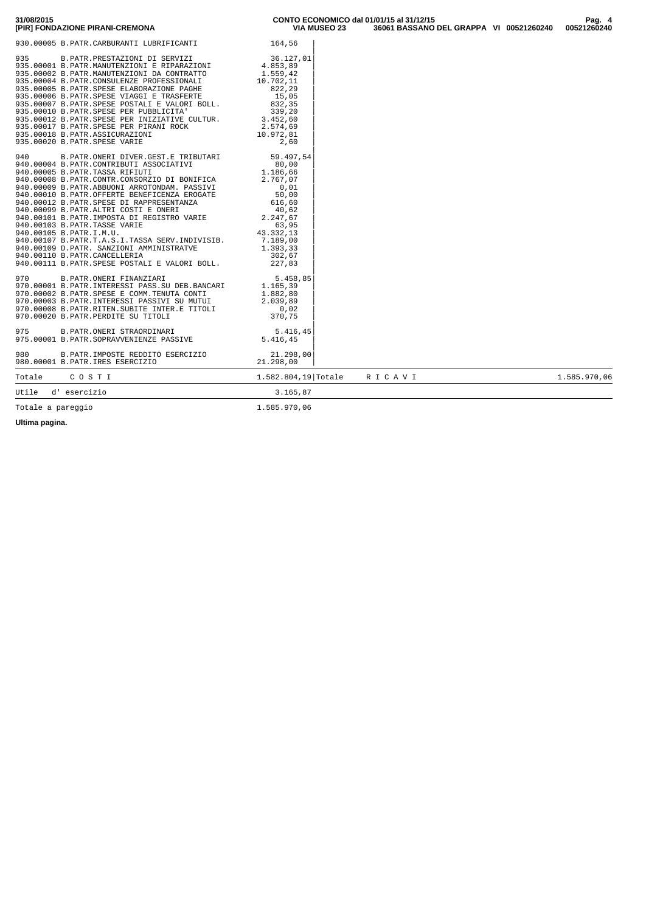| | | | | |
|---|---|---|---|---|
| 930.00005 B.PATR.CARBURANTI LUBRIFICANTI | 164,56 | | | |
| 935 B.PATR.PRESTAZIONI DI SERVIZI | 36.127,01 | | | |
| 935.00001 B.PATR.MANUTENZIONI E RIPARAZIONI | 4.853,89 | | | |
| 935.00002 B.PATR.MANUTENZIONI DA CONTRATTO | 1.559,42 | | | |
| 935.00004 B.PATR.CONSULENZE PROFESSIONALI | 10.702,11 | | | |
| 935.00005 B.PATR.SPESE ELABORAZIONE PAGHE | 822,29 | | | |
| 935.00006 B.PATR.SPESE VIAGGI E TRASFERTE | 15,05 | | | |
| 935.00007 B.PATR.SPESE POSTALI E VALORI BOLL. | 832,35 | | | |
| 935.00010 B.PATR.SPESE PER PUBBLICITA' | 339,20 | | | |
| 935.00012 B.PATR.SPESE PER INIZIATIVE CULTUR. | 3.452,60 | | | |
| 935.00017 B.PATR.SPESE PER PIRANI ROCK | 2.574,69 | | | |
| 935.00018 B.PATR.ASSICURAZIONI | 10.972,81 | | | |
| 935.00020 B.PATR.SPESE VARIE | 2,60 | | | |
| 940 B.PATR.ONERI DIVER.GEST.E TRIBUTARI | 59.497,54 | | | |
| 940.00004 B.PATR.CONTRIBUTI ASSOCIATIVI | 80,00 | | | |
| 940.00005 B.PATR.TASSA RIFIUTI | 1.186,66 | | | |
| 940.00008 B.PATR.CONTR.CONSORZIO DI BONIFICA | 2.767,07 | | | |
| 940.00009 B.PATR.ABBUONI ARROTONDAM. PASSIVI | 0,01 | | | |
| 940.00010 B.PATR.OFFERTE BENEFICENZA EROGATE | 50,00 | | | |
| 940.00012 B.PATR.SPESE DI RAPPRESENTANZA | 616,60 | | | |
| 940.00099 B.PATR.ALTRI COSTI E ONERI | 40,62 | | | |
| 940.00101 B.PATR.IMPOSTA DI REGISTRO VARIE | 2.247,67 | | | |
| 940.00103 B.PATR.TASSE VARIE | 63,95 | | | |
| 940.00105 B.PATR.I.M.U. | 43.332,13 | | | |
| 940.00107 B.PATR.T.A.S.I.TASSA SERV.INDIVISIB. | 7.189,00 | | | |
| 940.00109 D.PATR. SANZIONI AMMINISTRATVE | 1.393,33 | | | |
| 940.00110 B.PATR.CANCELLERIA | 302,67 | | | |
| 940.00111 B.PATR.SPESE POSTALI E VALORI BOLL. | 227,83 | | | |
| 970 B.PATR.ONERI FINANZIARI | 5.458,85 | | | |
| 970.00001 B.PATR.INTERESSI PASS.SU DEB.BANCARI | 1.165,39 | | | |
| 970.00002 B.PATR.SPESE E COMM.TENUTA CONTI | 1.882,80 | | | |
| 970.00003 B.PATR.INTERESSI PASSIVI SU MUTUI | 2.039,89 | | | |
| 970.00008 B.PATR.RITEN.SUBITE INTER.E TITOLI | 0,02 | | | |
| 970.00020 B.PATR.PERDITE SU TITOLI | 370,75 | | | |
| 975 B.PATR.ONERI STRAORDINARI | 5.416,45 | | | |
| 975.00001 B.PATR.SOPRAVVENIENZE PASSIVE | 5.416,45 | | | |
| 980 B.PATR.IMPOSTE REDDITO ESERCIZIO | 21.298,00 | | | |
| 980.00001 B.PATR.IRES ESERCIZIO | 21.298,00 | | | |
| Totale C O S T I | 1.582.804,19 | Totale | R I C A V I | 1.585.970,06 |
| Utile d' esercizio | 3.165,87 | | | |
| Totale a pareggio | 1.585.970,06 | | | |

**Ultima pagina.**